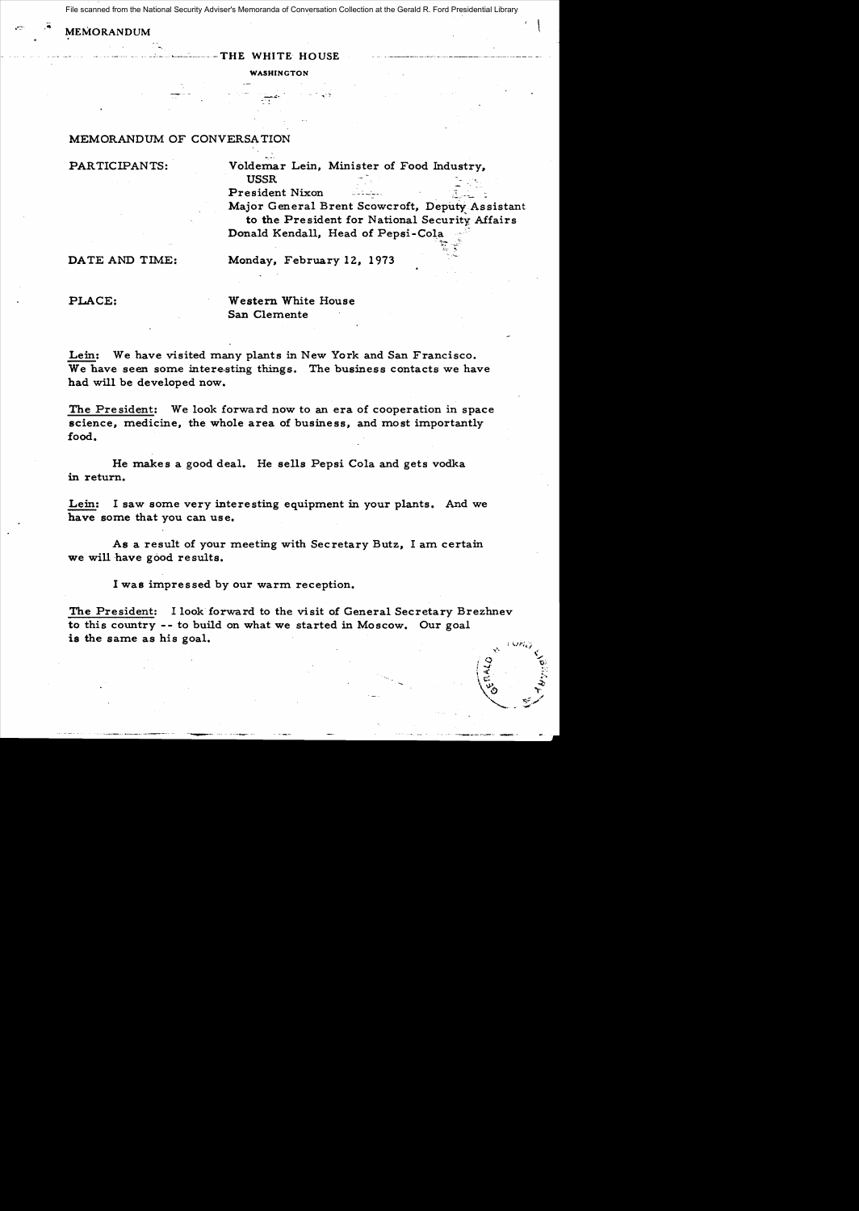MEMORANDUM

THE WHITE HOUSE

WASHINGTON

MEMORANDUM OF CONVERSATION

PARTICIPANTS: Voldemar Lein, Minister of Food Industry, USSR
President Nixon
Major General Brent Scowcroft, Deputy Assistant to the President for National Security Affairs
Donald Kendall, Head of Pepsi-Cola

DATE AND TIME: Monday, February 12, 1973

PLACE: Western White House
San Clemente

Lein: We have visited many plants in New York and San Francisco. We have seen some interesting things. The business contacts we have had will be developed now.

The President: We look forward now to an era of cooperation in space science, medicine, the whole area of business, and most importantly food.

He makes a good deal. He sells Pepsi Cola and gets vodka in return.

Lein: I saw some very interesting equipment in your plants. And we have some that you can use.

As a result of your meeting with Secretary Butz, I am certain we will have good results.

I was impressed by our warm reception.

The President: I look forward to the visit of General Secretary Brezhnev to this country -- to build on what we started in Moscow. Our goal is the same as his goal.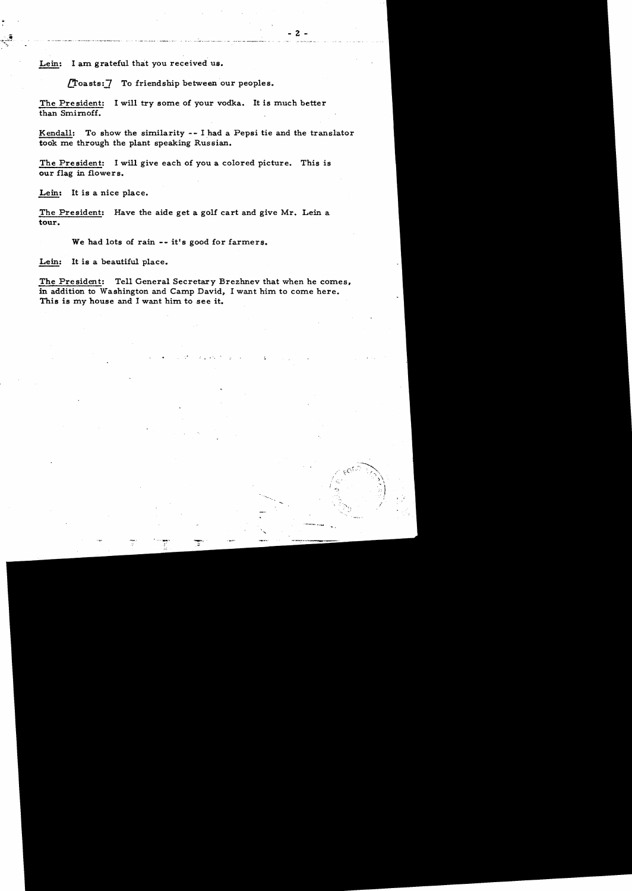**Lein:** I am grateful that you received us.

[Toasts:] To friendship between our peoples.

**The President:** I will try some of your vodka. It is much better than Smirnoff.

**Kendall:** To show the similarity -- I had a Pepsi tie and the translator took me through the plant speaking Russian.

**The President:** I will give each of you a colored picture. This is our flag in flowers.

**Lein:** It is a nice place.

**The President:** Have the aide get a golf cart and give Mr. Lein a tour.

We had lots of rain -- it's good for farmers.

**Lein:** It is a beautiful place.

**The President:** Tell General Secretary Brezhnev that when he comes, in addition to Washington and Camp David, I want him to come here. This is my house and I want him to see it.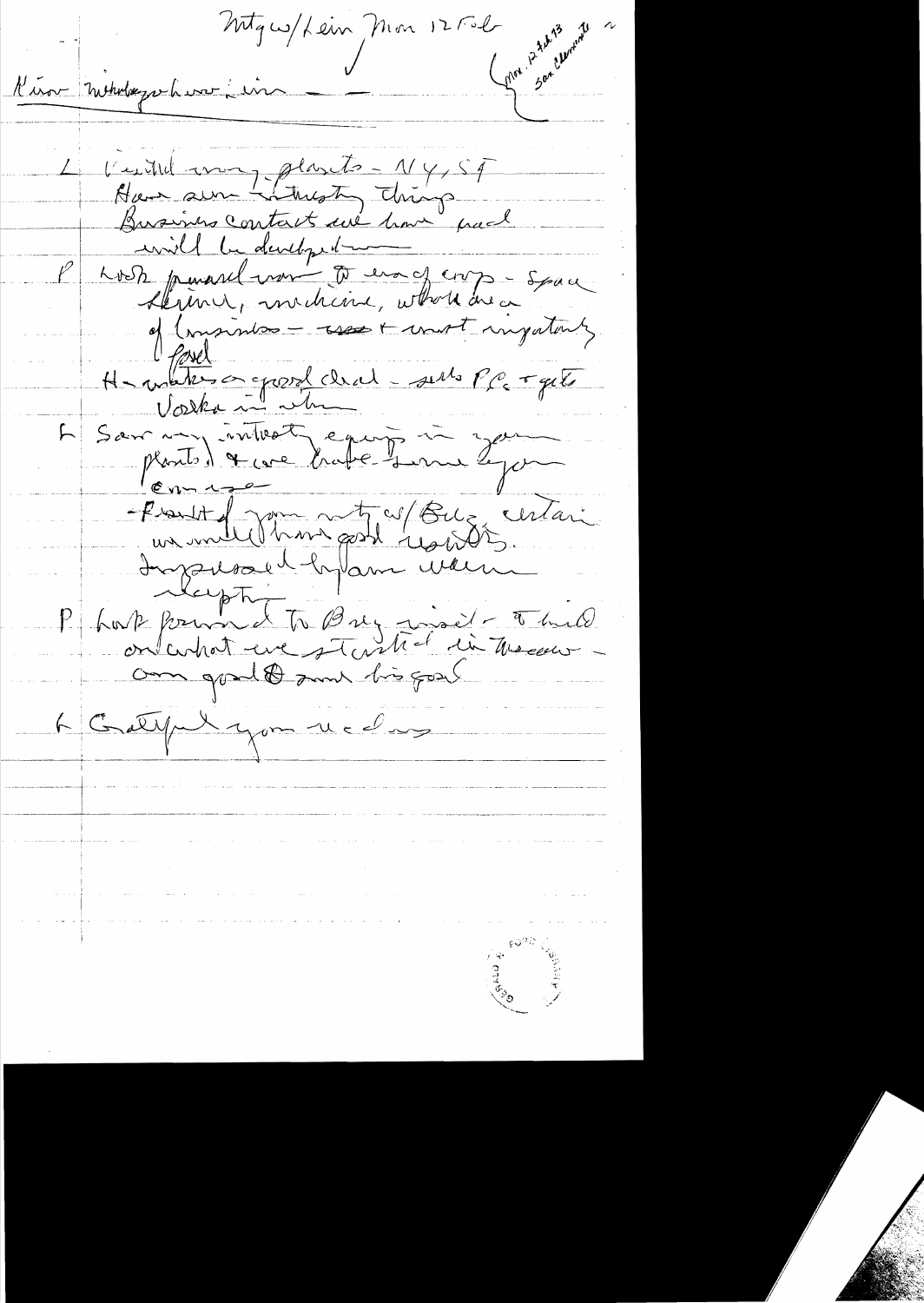Mtg w/Lein Mon 12 Feb

(Mon. Feb 13 San Clemente)

Kiev - Introductions; Lein — —

L Visited many plants - NY, SF
Have seen interesting things
Business contacts we have had
will be developed —

P Look forward now to exchange - space
science, medicine, whole area
of business - and most importantly
fuel

H - makes a good deal - sells PC + gets
Vodka in return

L Saw many interesting equip in your
plants & we trade some of your
equip.
- Result of your mtg w/ Brez, certain
we will have good results.
Impressed by your warm
reception

P Look forward to Brez visit - to build
on what we started in Moscow -
our goal & our big goal

L Grateful for your wel...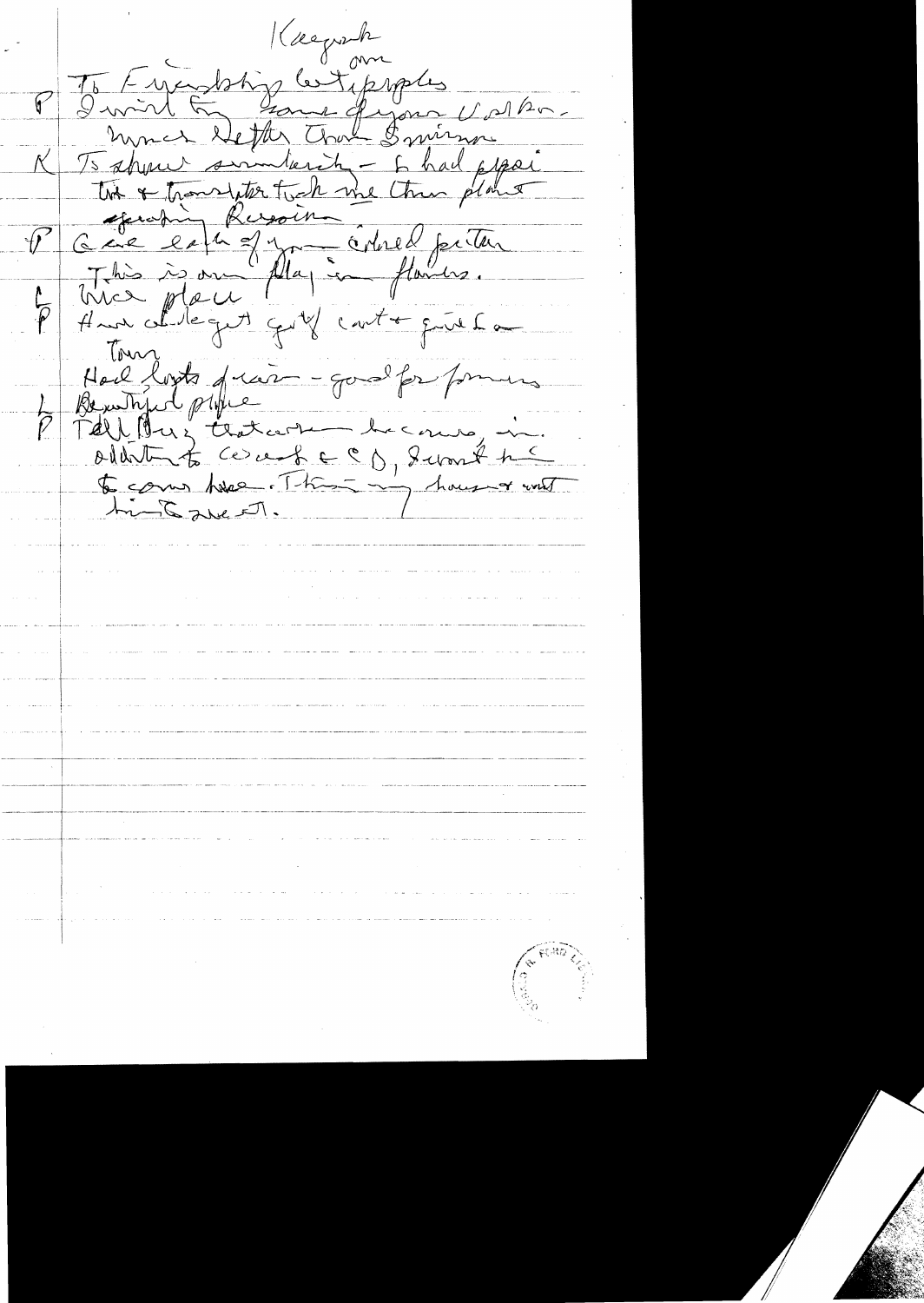Kaegunk

On

P To Frenchship between peoples
I want to raise glass vodka.
Much better than Smirnov

K Is almost similar - I had plant
visit & translator took me then plant
speaking Russian

P Give each of you cheese grater
This is our play in flowers.

L Nice place

P Have delegate goes cart & give to
Town

Had lots of rain - good for farmers

L Beautiful place

P Tell Brez that when he comes, in
addition to Wash & CD, I want him
to come here. This is my house & want
him to rest.